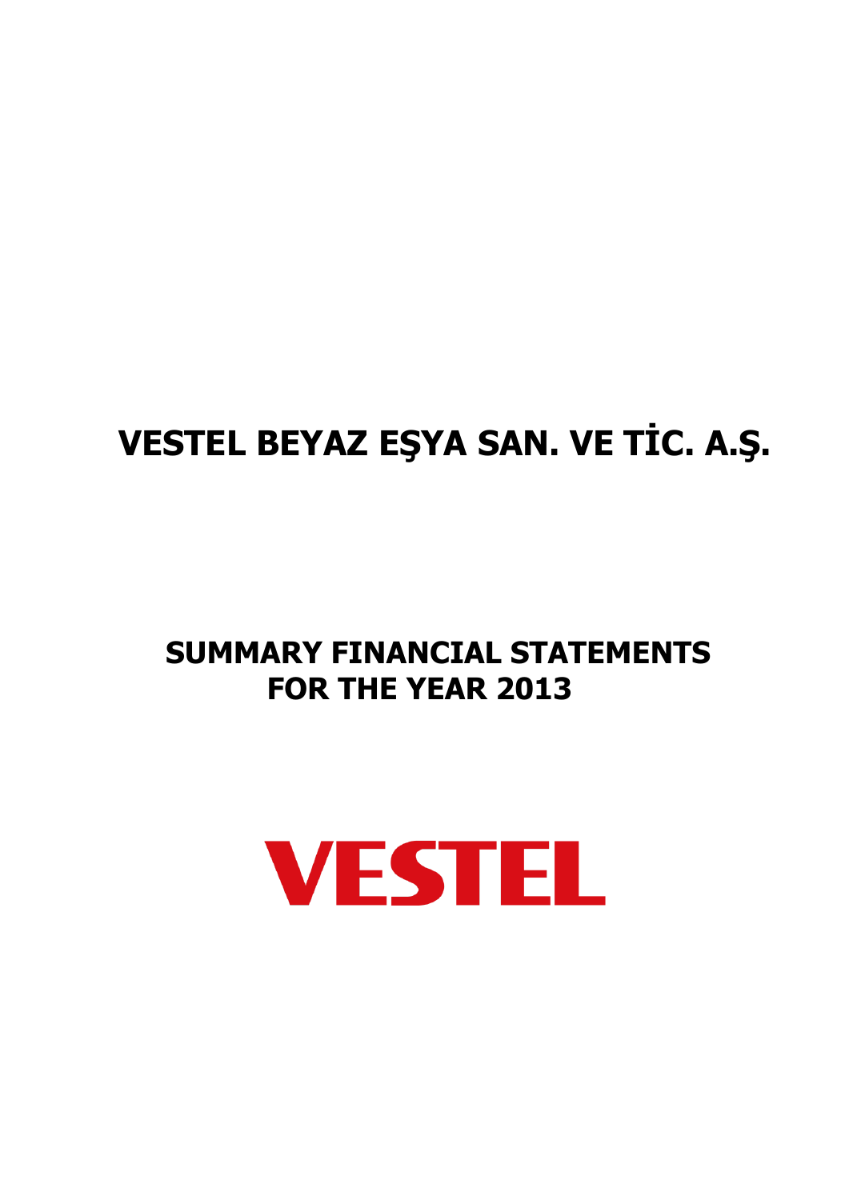# VESTEL BEYAZ EŞYA SAN. VE TİC. A.Ş.

## SUMMARY FINANCIAL STATEMENTS FOR THE YEAR 2013

VESTEL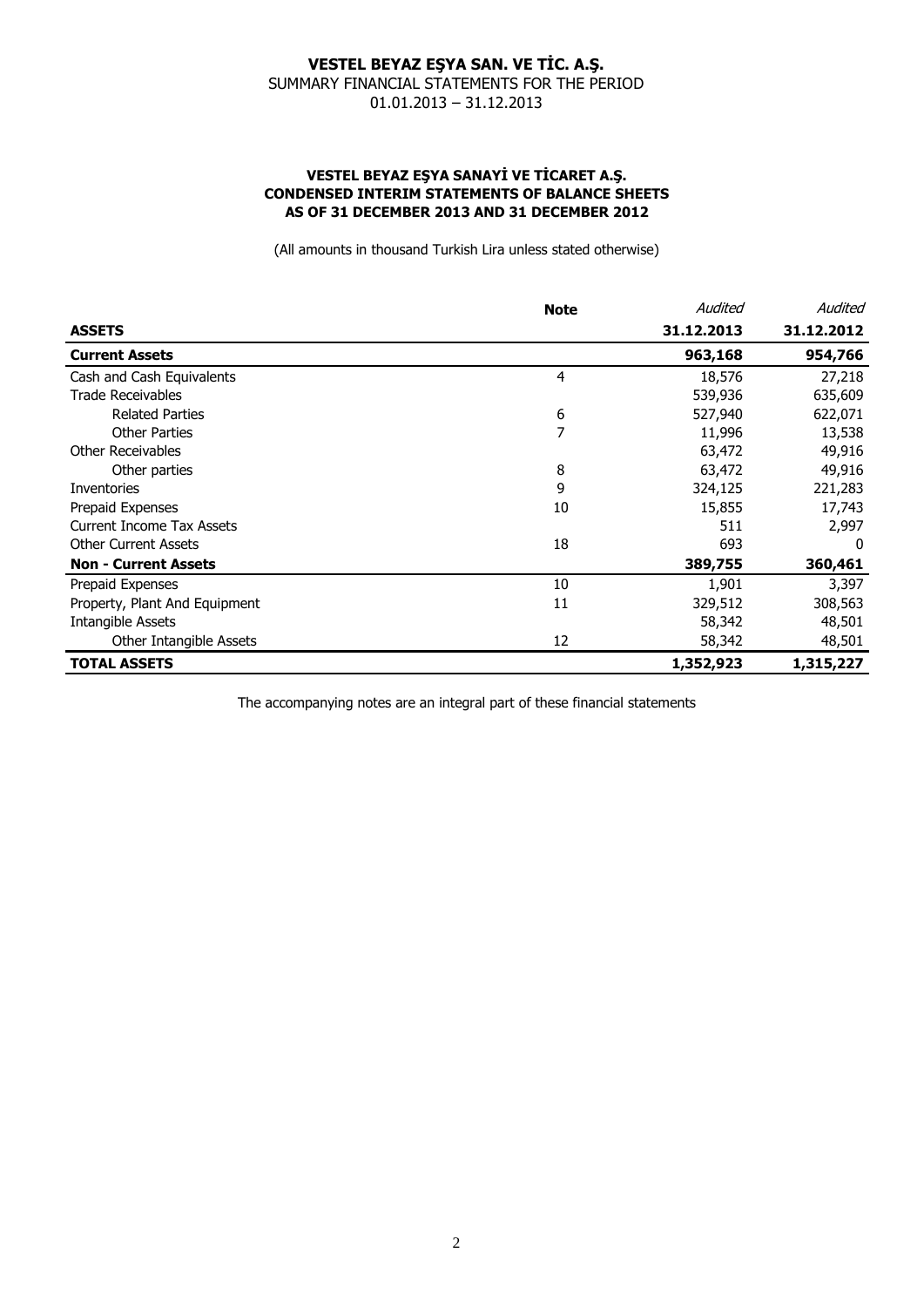# VESTEL BEYAZ EŞYA SAN. VE TİC. A.Ş.

SUMMARY FINANCIAL STATEMENTS FOR THE PERIOD
01.01.2013 – 31.12.2013

## VESTEL BEYAZ EŞYA SANAYİ VE TİCARET A.Ş.
## CONDENSED INTERIM STATEMENTS OF BALANCE SHEETS
## AS OF 31 DECEMBER 2013 AND 31 DECEMBER 2012

(All amounts in thousand Turkish Lira unless stated otherwise)

| | **Note** | *Audited* | *Audited* |
|---|---|---|---|
| **ASSETS** | | **31.12.2013** | **31.12.2012** |
| **Current Assets** | | **963,168** | **954,766** |
| Cash and Cash Equivalents | 4 | 18,576 | 27,218 |
| Trade Receivables | | 539,936 | 635,609 |
| Related Parties | 6 | 527,940 | 622,071 |
| Other Parties | 7 | 11,996 | 13,538 |
| Other Receivables | | 63,472 | 49,916 |
| Other parties | 8 | 63,472 | 49,916 |
| Inventories | 9 | 324,125 | 221,283 |
| Prepaid Expenses | 10 | 15,855 | 17,743 |
| Current Income Tax Assets | | 511 | 2,997 |
| Other Current Assets | 18 | 693 | 0 |
| **Non - Current Assets** | | **389,755** | **360,461** |
| Prepaid Expenses | 10 | 1,901 | 3,397 |
| Property, Plant And Equipment | 11 | 329,512 | 308,563 |
| Intangible Assets | | 58,342 | 48,501 |
| Other Intangible Assets | 12 | 58,342 | 48,501 |
| **TOTAL ASSETS** | | **1,352,923** | **1,315,227** |

The accompanying notes are an integral part of these financial statements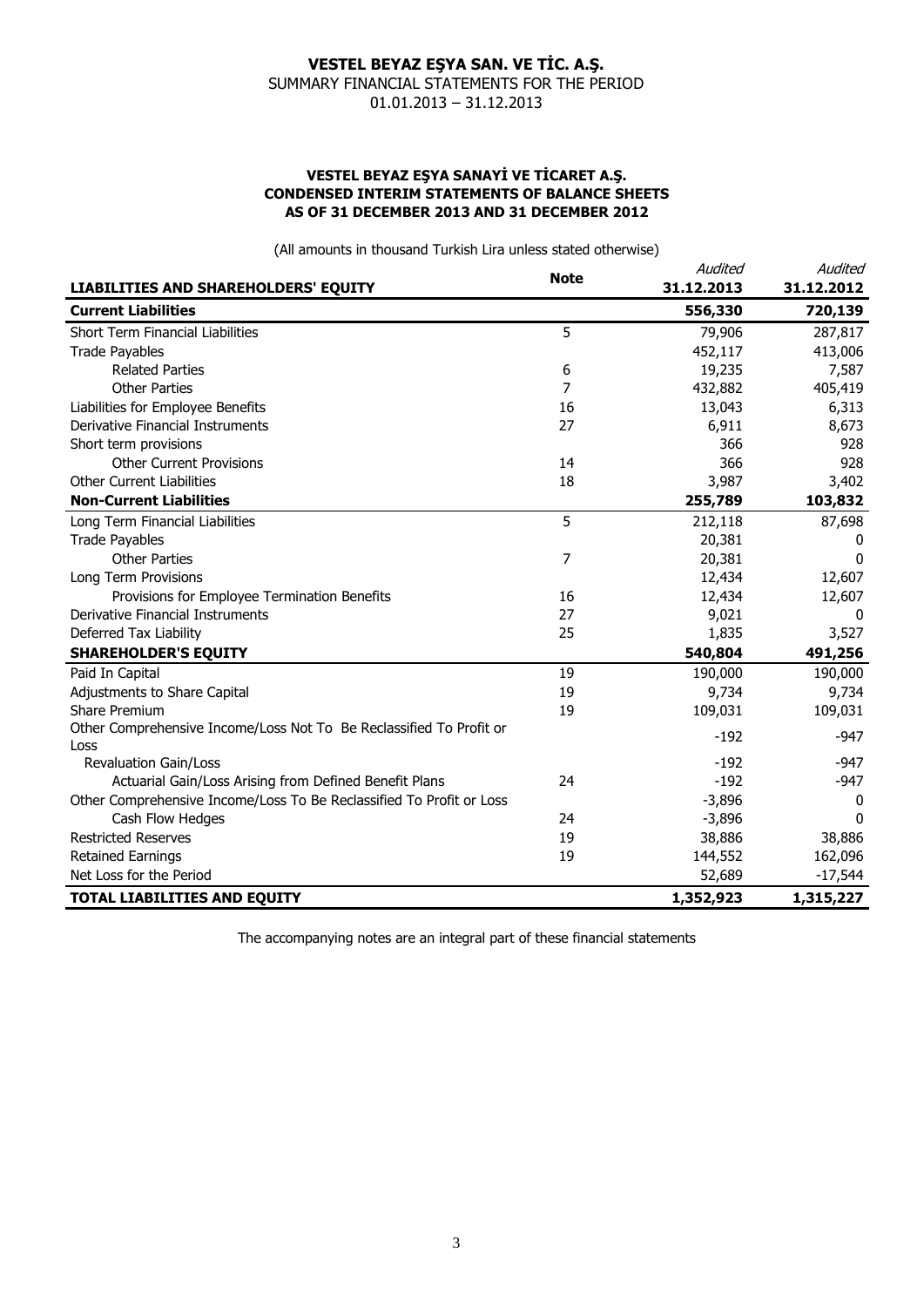# VESTEL BEYAZ EŞYA SAN. VE TİC. A.Ş.

SUMMARY FINANCIAL STATEMENTS FOR THE PERIOD

01.01.2013 – 31.12.2013

### VESTEL BEYAZ EŞYA SANAYİ VE TİCARET A.Ş.
### CONDENSED INTERIM STATEMENTS OF BALANCE SHEETS
### AS OF 31 DECEMBER 2013 AND 31 DECEMBER 2012

(All amounts in thousand Turkish Lira unless stated otherwise)

| LIABILITIES AND SHAREHOLDERS' EQUITY | Note | *Audited* 31.12.2013 | *Audited* 31.12.2012 |
|---|---|---|---|
| **Current Liabilities** | | **556,330** | **720,139** |
| Short Term Financial Liabilities | 5 | 79,906 | 287,817 |
| Trade Payables | | 452,117 | 413,006 |
| Related Parties | 6 | 19,235 | 7,587 |
| Other Parties | 7 | 432,882 | 405,419 |
| Liabilities for Employee Benefits | 16 | 13,043 | 6,313 |
| Derivative Financial Instruments | 27 | 6,911 | 8,673 |
| Short term provisions | | 366 | 928 |
| Other Current Provisions | 14 | 366 | 928 |
| Other Current Liabilities | 18 | 3,987 | 3,402 |
| **Non-Current Liabilities** | | **255,789** | **103,832** |
| Long Term Financial Liabilities | 5 | 212,118 | 87,698 |
| Trade Payables | | 20,381 | 0 |
| Other Parties | 7 | 20,381 | 0 |
| Long Term Provisions | | 12,434 | 12,607 |
| Provisions for Employee Termination Benefits | 16 | 12,434 | 12,607 |
| Derivative Financial Instruments | 27 | 9,021 | 0 |
| Deferred Tax Liability | 25 | 1,835 | 3,527 |
| **SHAREHOLDER'S EQUITY** | | **540,804** | **491,256** |
| Paid In Capital | 19 | 190,000 | 190,000 |
| Adjustments to Share Capital | 19 | 9,734 | 9,734 |
| Share Premium | 19 | 109,031 | 109,031 |
| Other Comprehensive Income/Loss Not To Be Reclassified To Profit or Loss | | -192 | -947 |
| Revaluation Gain/Loss | | -192 | -947 |
| Actuarial Gain/Loss Arising from Defined Benefit Plans | 24 | -192 | -947 |
| Other Comprehensive Income/Loss To Be Reclassified To Profit or Loss | | -3,896 | 0 |
| Cash Flow Hedges | 24 | -3,896 | 0 |
| Restricted Reserves | 19 | 38,886 | 38,886 |
| Retained Earnings | 19 | 144,552 | 162,096 |
| Net Loss for the Period | | 52,689 | -17,544 |
| **TOTAL LIABILITIES AND EQUITY** | | **1,352,923** | **1,315,227** |

The accompanying notes are an integral part of these financial statements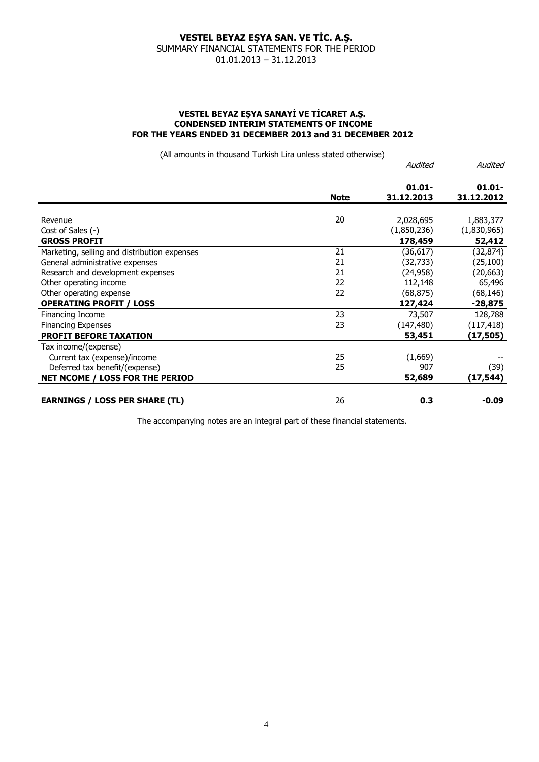# VESTEL BEYAZ EŞYA SAN. VE TİC. A.Ş.

SUMMARY FINANCIAL STATEMENTS FOR THE PERIOD
01.01.2013 – 31.12.2013

### VESTEL BEYAZ EŞYA SANAYİ VE TİCARET A.Ş.
### CONDENSED INTERIM STATEMENTS OF INCOME
### FOR THE YEARS ENDED 31 DECEMBER 2013 and 31 DECEMBER 2012

(All amounts in thousand Turkish Lira unless stated otherwise)

| | Note | *Audited* 01.01-31.12.2013 | *Audited* 01.01-31.12.2012 |
|---|---|---|---|
| Revenue | 20 | 2,028,695 | 1,883,377 |
| Cost of Sales (-) | | (1,850,236) | (1,830,965) |
| **GROSS PROFIT** | | **178,459** | **52,412** |
| Marketing, selling and distribution expenses | 21 | (36,617) | (32,874) |
| General administrative expenses | 21 | (32,733) | (25,100) |
| Research and development expenses | 21 | (24,958) | (20,663) |
| Other operating income | 22 | 112,148 | 65,496 |
| Other operating expense | 22 | (68,875) | (68,146) |
| **OPERATING PROFIT / LOSS** | | **127,424** | **-28,875** |
| Financing Income | 23 | 73,507 | 128,788 |
| Financing Expenses | 23 | (147,480) | (117,418) |
| **PROFIT BEFORE TAXATION** | | **53,451** | **(17,505)** |
| Tax income/(expense) | | | |
| Current tax (expense)/income | 25 | (1,669) | -- |
| Deferred tax benefit/(expense) | 25 | 907 | (39) |
| **NET NCOME / LOSS FOR THE PERIOD** | | **52,689** | **(17,544)** |
| **EARNINGS / LOSS PER SHARE (TL)** | 26 | **0.3** | **-0.09** |

The accompanying notes are an integral part of these financial statements.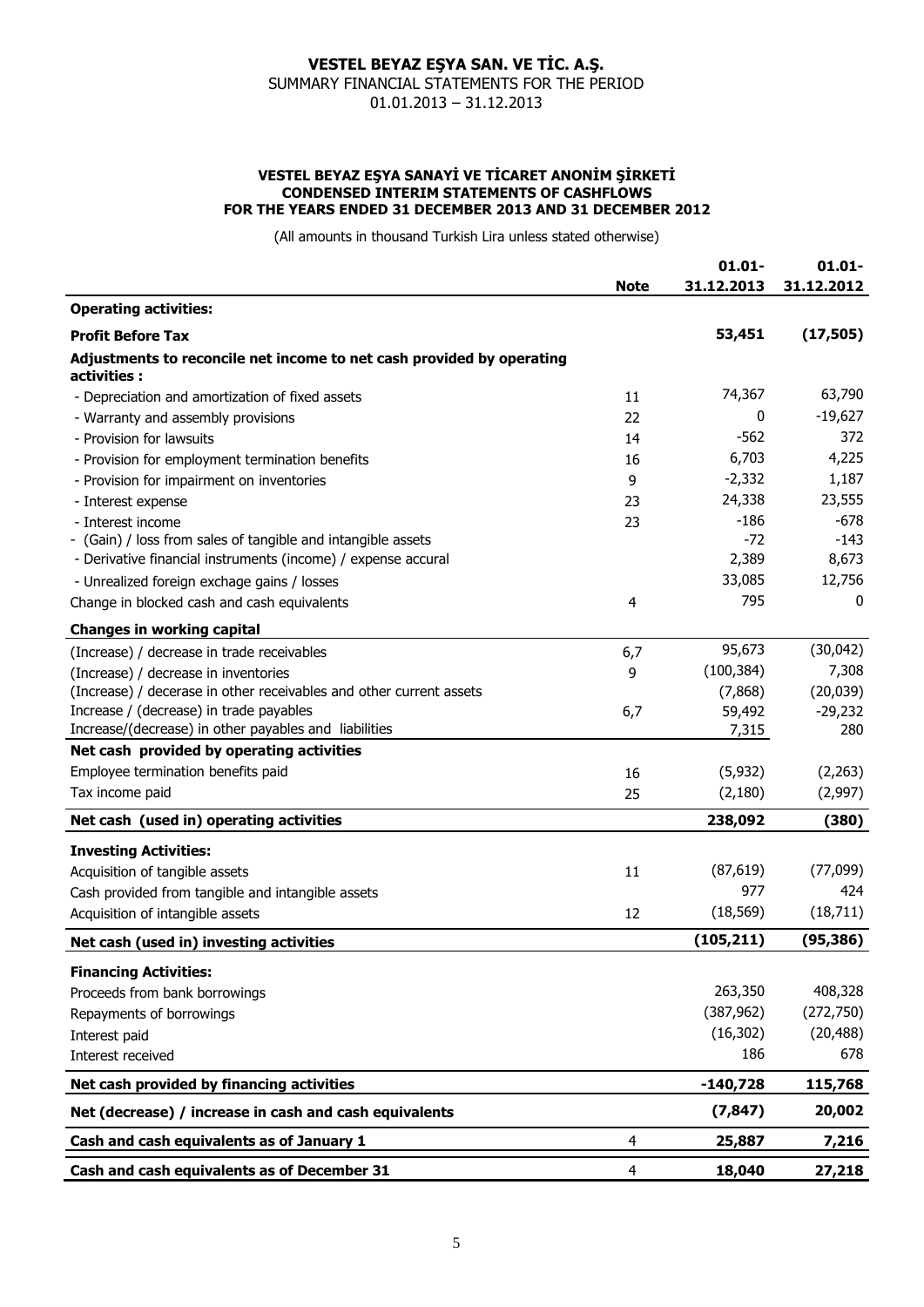# VESTEL BEYAZ EŞYA SAN. VE TİC. A.Ş.

SUMMARY FINANCIAL STATEMENTS FOR THE PERIOD

01.01.2013 – 31.12.2013

**VESTEL BEYAZ EŞYA SANAYİ VE TİCARET ANONİM ŞİRKETİ**
**CONDENSED INTERIM STATEMENTS OF CASHFLOWS**
**FOR THE YEARS ENDED 31 DECEMBER 2013 AND 31 DECEMBER 2012**

(All amounts in thousand Turkish Lira unless stated otherwise)

| | Note | 01.01-31.12.2013 | 01.01-31.12.2012 |
|---|---|---|---|
| **Operating activities:** | | | |
| **Profit Before Tax** | | **53,451** | **(17,505)** |
| **Adjustments to reconcile net income to net cash provided by operating activities :** | | | |
| - Depreciation and amortization of fixed assets | 11 | 74,367 | 63,790 |
| - Warranty and assembly provisions | 22 | 0 | -19,627 |
| - Provision for lawsuits | 14 | -562 | 372 |
| - Provision for employment termination benefits | 16 | 6,703 | 4,225 |
| - Provision for impairment on inventories | 9 | -2,332 | 1,187 |
| - Interest expense | 23 | 24,338 | 23,555 |
| - Interest income | 23 | -186 | -678 |
| - (Gain) / loss from sales of tangible and intangible assets | | -72 | -143 |
| - Derivative financial instruments (income) / expense accural | | 2,389 | 8,673 |
| - Unrealized foreign exchage gains / losses | | 33,085 | 12,756 |
| Change in blocked cash and cash equivalents | 4 | 795 | 0 |
| **Changes in working capital** | | | |
| (Increase) / decrease in trade receivables | 6,7 | 95,673 | (30,042) |
| (Increase) / decrease in inventories | 9 | (100,384) | 7,308 |
| (Increase) / decerase in other receivables and other current assets | | (7,868) | (20,039) |
| Increase / (decrease) in trade payables | 6,7 | 59,492 | -29,232 |
| Increase/(decrease) in other payables and liabilities | | 7,315 | 280 |
| **Net cash provided by operating activities** | | | |
| Employee termination benefits paid | 16 | (5,932) | (2,263) |
| Tax income paid | 25 | (2,180) | (2,997) |
| **Net cash (used in) operating activities** | | **238,092** | **(380)** |
| **Investing Activities:** | | | |
| Acquisition of tangible assets | 11 | (87,619) | (77,099) |
| Cash provided from tangible and intangible assets | | 977 | 424 |
| Acquisition of intangible assets | 12 | (18,569) | (18,711) |
| **Net cash (used in) investing activities** | | **(105,211)** | **(95,386)** |
| **Financing Activities:** | | | |
| Proceeds from bank borrowings | | 263,350 | 408,328 |
| Repayments of borrowings | | (387,962) | (272,750) |
| Interest paid | | (16,302) | (20,488) |
| Interest received | | 186 | 678 |
| **Net cash provided by financing activities** | | **-140,728** | **115,768** |
| **Net (decrease) / increase in cash and cash equivalents** | | **(7,847)** | **20,002** |
| **Cash and cash equivalents as of January 1** | 4 | **25,887** | **7,216** |
| **Cash and cash equivalents as of December 31** | 4 | **18,040** | **27,218** |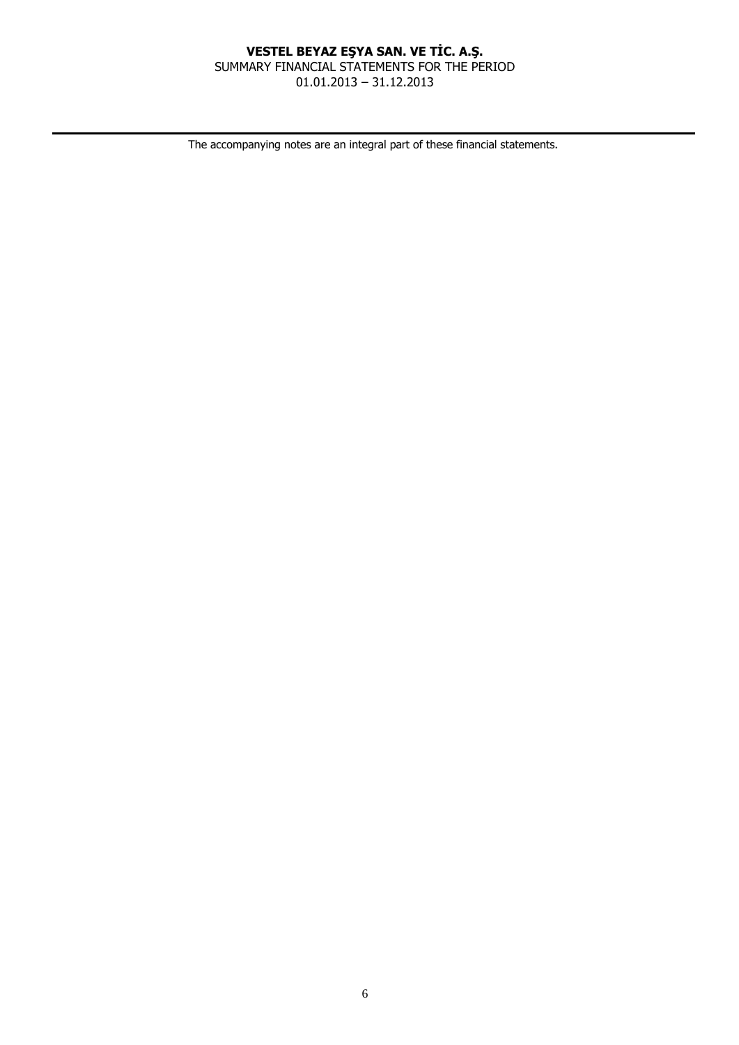The accompanying notes are an integral part of these financial statements.